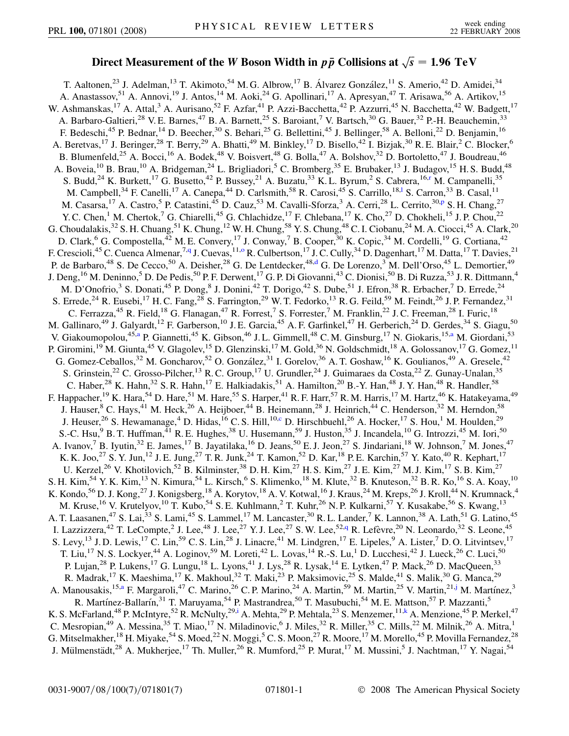# Direct Measurement of the $W$ Boson Width in $p\bar{p}$ Collisions at $\sqrt{s} = 1.96$ TeV

T. Aaltonen,[23] J. Adelman,[13] T. Akimoto,[54] M. G. Albrow,[17] B. Álvarez González,[11] S. Amerio,[42] D. Amidei,[34] A. Anastassov,[51] A. Annovi,[19] J. Antos,[14] M. Aoki,[24] G. Apollinari,[17] A. Apresyan,[47] T. Arisawa,[56] A. Artikov,[15] W. Ashmanskas,[17] A. Attal,[3] A. Aurisano,[52] F. Azfar,[41] P. Azzi-Bacchetta,[42] P. Azzurri,[45] N. Bacchetta,[42] W. Badgett,[17] A. Barbaro-Galtieri,[28] V. E. Barnes,[47] B. A. Barnett,[25] S. Baroiant,[7] V. Bartsch,[30] G. Bauer,[32] P.-H. Beauchemin,[33] F. Bedeschi,[45] P. Bednar,[14] D. Beecher,[30] S. Behari,[25] G. Bellettini,[45] J. Bellinger,[58] A. Belloni,[22] D. Benjamin,[16] A. Beretvas,[17] J. Beringer,[28] T. Berry,[29] A. Bhatti,[49] M. Binkley,[17] D. Bisello,[42] I. Bizjak,[30] R. E. Blair,[2] C. Blocker,[6] B. Blumenfeld,[25] A. Bocci,[16] A. Bodek,[48] V. Boisvert,[48] G. Bolla,[47] A. Bolshov,[32] D. Bortoletto,[47] J. Boudreau,[46] A. Boveia,[10] B. Brau,[10] A. Bridgeman,[24] L. Brigliadori,[5] C. Bromberg,[35] E. Brubaker,[13] J. Budagov,[15] H. S. Budd,[48] S. Budd,[24] K. Burkett,[17] G. Busetto,[42] P. Bussey,[21] A. Buzatu,[33] K. L. Byrum,[2] S. Cabrera,[16,r] M. Campanelli,[35] M. Campbell,[34] F. Canelli,[17] A. Canepa,[44] D. Carlsmith,[58] R. Carosi,[45] S. Carrillo,[18,l] S. Carron,[33] B. Casal,[11] M. Casarsa,[17] A. Castro,[5] P. Catastini,[45] D. Cauz,[53] M. Cavalli-Sforza,[3] A. Cerri,[28] L. Cerrito,[30,p] S. H. Chang,[27] Y. C. Chen,[1] M. Chertok,[7] G. Chiarelli,[45] G. Chlachidze,[17] F. Chlebana,[17] K. Cho,[27] D. Chokheli,[15] J. P. Chou,[22] G. Choudalakis,[32] S. H. Chuang,[51] K. Chung,[12] W. H. Chung,[58] Y. S. Chung,[48] C. I. Ciobanu,[24] M. A. Ciocci,[45] A. Clark,[20] D. Clark,[6] G. Compostella,[42] M. E. Convery,[17] J. Conway,[7] B. Cooper,[30] K. Copic,[34] M. Cordelli,[19] G. Cortiana,[42] F. Crescioli,[45] C. Cuenca Almenar,[7,q] J. Cuevas,[11,o] R. Culbertson,[17] J. C. Cully,[34] D. Dagenhart,[17] M. Datta,[17] T. Davies,[21] P. de Barbaro,[48] S. De Cecco,[50] A. Deisher,[28] G. De Lentdecker,[48,d] G. De Lorenzo,[3] M. Dell'Orso,[45] L. Demortier,[49] J. Deng,[16] M. Deninno,[5] D. De Pedis,[50] P. F. Derwent,[17] G. P. Di Giovanni,[43] C. Dionisi,[50] B. Di Ruzza,[53] J. R. Dittmann,[4] M. D'Onofrio,[3] S. Donati,[45] P. Dong,[8] J. Donini,[42] T. Dorigo,[42] S. Dube,[51] J. Efron,[38] R. Erbacher,[7] D. Errede,[24] S. Errede,[24] R. Eusebi,[17] H. C. Fang,[28] S. Farrington,[29] W. T. Fedorko,[13] R. G. Feild,[59] M. Feindt,[26] J. P. Fernandez,[31] C. Ferrazza,[45] R. Field,[18] G. Flanagan,[47] R. Forrest,[7] S. Forrester,[7] M. Franklin,[22] J. C. Freeman,[28] I. Furic,[18] M. Gallinaro,[49] J. Galyardt,[12] F. Garberson,[10] J. E. Garcia,[45] A. F. Garfinkel,[47] H. Gerberich,[24] D. Gerdes,[34] S. Giagu,[50] V. Giakoumopolou,[45,a] P. Giannetti,[45] K. Gibson,[46] J. L. Gimmell,[48] C. M. Ginsburg,[17] N. Giokaris,[15,a] M. Giordani,[53] P. Giromini,[19] M. Giunta,[45] V. Glagolev,[15] D. Glenzinski,[17] M. Gold,[36] N. Goldschmidt,[18] A. Golossanov,[17] G. Gomez,[11] G. Gomez-Ceballos,[32] M. Goncharov,[52] O. González,[31] I. Gorelov,[36] A. T. Goshaw,[16] K. Goulianos,[49] A. Gresele,[42] S. Grinstein,[22] C. Grosso-Pilcher,[13] R. C. Group,[17] U. Grundler,[24] J. Guimaraes da Costa,[22] Z. Gunay-Unalan,[35] C. Haber,[28] K. Hahn,[32] S. R. Hahn,[17] E. Halkiadakis,[51] A. Hamilton,[20] B.-Y. Han,[48] J. Y. Han,[48] R. Handler,[58] F. Happacher,[19] K. Hara,[54] D. Hare,[51] M. Hare,[55] S. Harper,[41] R. F. Harr,[57] R. M. Harris,[17] M. Hartz,[46] K. Hatakeyama,[49] J. Hauser,[8] C. Hays,[41] M. Heck,[26] A. Heijboer,[44] B. Heinemann,[28] J. Heinrich,[44] C. Henderson,[32] M. Herndon,[58] J. Heuser,[26] S. Hewamanage,[4] D. Hidas,[16] C. S. Hill,[10,c] D. Hirschbuehl,[26] A. Hocker,[17] S. Hou,[1] M. Houlden,[29] S.-C. Hsu,[9] B. T. Huffman,[41] R. E. Hughes,[38] U. Husemann,[59] J. Huston,[35] J. Incandela,[10] G. Introzzi,[45] M. Iori,[50] A. Ivanov,[7] B. Iyutin,[32] E. James,[17] B. Jayatilaka,[16] D. Jeans,[50] E. J. Jeon,[27] S. Jindariani,[18] W. Johnson,[7] M. Jones,[47] K. K. Joo,[27] S. Y. Jun,[12] J. E. Jung,[27] T. R. Junk,[24] T. Kamon,[52] D. Kar,[18] P. E. Karchin,[57] Y. Kato,[40] R. Kephart,[17] U. Kerzel,[26] V. Khotilovich,[52] B. Kilminster,[38] D. H. Kim,[27] H. S. Kim,[27] J. E. Kim,[27] M. J. Kim,[17] S. B. Kim,[27] S. H. Kim,[54] Y. K. Kim,[13] N. Kimura,[54] L. Kirsch,[6] S. Klimenko,[18] M. Klute,[32] B. Knuteson,[32] B. R. Ko,[16] S. A. Koay,[10] K. Kondo,[56] D. J. Kong,[27] J. Konigsberg,[18] A. Korytov,[18] A. V. Kotwal,[16] J. Kraus,[24] M. Kreps,[26] J. Kroll,[44] N. Krumnack,[4] M. Kruse,[16] V. Krutelyov,[10] T. Kubo,[54] S. E. Kuhlmann,[2] T. Kuhr,[26] N. P. Kulkarni,[57] Y. Kusakabe,[56] S. Kwang,[13] A. T. Laasanen,[47] S. Lai,[33] S. Lami,[45] S. Lammel,[17] M. Lancaster,[30] R. L. Lander,[7] K. Lannon,[38] A. Lath,[51] G. Latino,[45] I. Lazzizzera,[42] T. LeCompte,[2] J. Lee,[48] J. Lee,[27] Y. J. Lee,[27] S. W. Lee,[52,q] R. Lefèvre,[20] N. Leonardo,[32] S. Leone,[45] S. Levy,[13] J. D. Lewis,[17] C. Lin,[59] C. S. Lin,[28] J. Linacre,[41] M. Lindgren,[17] E. Lipeles,[9] A. Lister,[7] D. O. Litvintsev,[17] T. Liu,[17] N. S. Lockyer,[44] A. Loginov,[59] M. Loreti,[42] L. Lovas,[14] R.-S. Lu,[1] D. Lucchesi,[42] J. Lueck,[26] C. Luci,[50] P. Lujan,[28] P. Lukens,[17] G. Lungu,[18] L. Lyons,[41] J. Lys,[28] R. Lysak,[14] E. Lytken,[47] P. Mack,[26] D. MacQueen,[33] R. Madrak,[17] K. Maeshima,[17] K. Makhoul,[32] T. Maki,[23] P. Maksimovic,[25] S. Malde,[41] S. Malik,[30] G. Manca,[29] A. Manousakis,[15,a] F. Margaroli,[47] C. Marino,[26] C. P. Marino,[24] A. Martin,[59] M. Martin,[25] V. Martin,[21,j] M. Martínez,[3] R. Martínez-Ballarín,[31] T. Maruyama,[54] P. Mastrandrea,[50] T. Masubuchi,[54] M. E. Mattson,[57] P. Mazzanti,[5] K. S. McFarland,[48] P. McIntyre,[52] R. McNulty,[29,i] A. Mehta,[29] P. Mehtala,[23] S. Menzemer,[11,k] A. Menzione,[45] P. Merkel,[47] C. Mesropian,[49] A. Messina,[35] T. Miao,[17] N. Miladinovic,[6] J. Miles,[32] R. Miller,[35] C. Mills,[22] M. Milnik,[26] A. Mitra,[1] G. Mitselmakher,[18] H. Miyake,[54] S. Moed,[22] N. Moggi,[5] C. S. Moon,[27] R. Moore,[17] M. Morello,[45] P. Movilla Fernandez,[28] J. Mülmenstädt,[28] A. Mukherjee,[17] Th. Muller,[26] R. Mumford,[25] P. Murat,[17] M. Mussini,[5] J. Nachtman,[17] Y. Nagai,[54]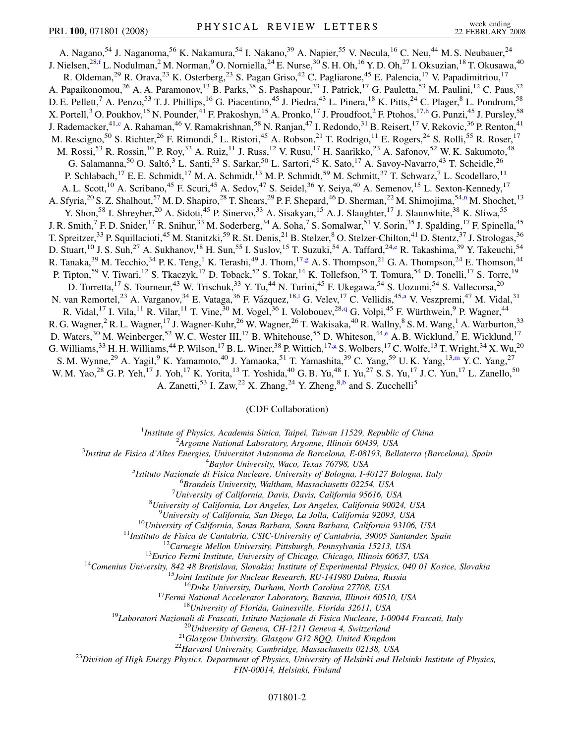A. Nagano,[54] J. Naganoma,[56] K. Nakamura,[54] I. Nakano,[39] A. Napier,[55] V. Necula,[16] C. Neu,[44] M. S. Neubauer,[24] J. Nielsen,[28,f] L. Nodulman,[2] M. Norman,[9] O. Norniella,[24] E. Nurse,[30] S. H. Oh,[16] Y. D. Oh,[27] I. Oksuzian,[18] T. Okusawa,[40] R. Oldeman,[29] R. Orava,[23] K. Osterberg,[23] S. Pagan Griso,[42] C. Pagliarone,[45] E. Palencia,[17] V. Papadimitriou,[17] A. Papaikonomou,[26] A. A. Paramonov,[13] B. Parks,[38] S. Pashapour,[33] J. Patrick,[17] G. Pauletta,[53] M. Paulini,[12] C. Paus,[32] D. E. Pellett,[7] A. Penzo,[53] T. J. Phillips,[16] G. Piacentino,[45] J. Piedra,[43] L. Pinera,[18] K. Pitts,[24] C. Plager,[8] L. Pondrom,[58] X. Portell,[3] O. Poukhov,[15] N. Pounder,[41] F. Prakoshyn,[15] A. Pronko,[17] J. Proudfoot,[2] F. Ptohos,[17,h] G. Punzi,[45] J. Pursley,[58] J. Rademacker,[41,c] A. Rahaman,[46] V. Ramakrishnan,[58] N. Ranjan,[47] I. Redondo,[31] B. Reisert,[17] V. Rekovic,[36] P. Renton,[41] M. Rescigno,[50] S. Richter,[26] F. Rimondi,[5] L. Ristori,[45] A. Robson,[21] T. Rodrigo,[11] E. Rogers,[24] S. Rolli,[55] R. Roser,[17] M. Rossi,[53] R. Rossin,[10] P. Roy,[33] A. Ruiz,[11] J. Russ,[12] V. Rusu,[17] H. Saarikko,[23] A. Safonov,[52] W. K. Sakumoto,[48] G. Salamanna,[50] O. Saltó,[3] L. Santi,[53] S. Sarkar,[50] L. Sartori,[45] K. Sato,[17] A. Savoy-Navarro,[43] T. Scheidle,[26] P. Schlabach,[17] E. E. Schmidt,[17] M. A. Schmidt,[13] M. P. Schmidt,[59] M. Schmitt,[37] T. Schwarz,[7] L. Scodellaro,[11] A. L. Scott,[10] A. Scribano,[45] F. Scuri,[45] A. Sedov,[47] S. Seidel,[36] Y. Seiya,[40] A. Semenov,[15] L. Sexton-Kennedy,[17] A. Sfyria,[20] S. Z. Shalhout,[57] M. D. Shapiro,[28] T. Shears,[29] P. F. Shepard,[46] D. Sherman,[22] M. Shimojima,[54,n] M. Shochet,[13] Y. Shon,[58] I. Shreyber,[20] A. Sidoti,[45] P. Sinervo,[33] A. Sisakyan,[15] A. J. Slaughter,[17] J. Slaunwhite,[38] K. Sliwa,[55] J. R. Smith,[7] F. D. Snider,[17] R. Snihur,[33] M. Soderberg,[34] A. Soha,[7] S. Somalwar,[51] V. Sorin,[35] J. Spalding,[17] F. Spinella,[45] T. Spreitzer,[33] P. Squillacioti,[45] M. Stanitzki,[59] R. St. Denis,[21] B. Stelzer,[8] O. Stelzer-Chilton,[41] D. Stentz,[37] J. Strologas,[36] D. Stuart,[10] J. S. Suh,[27] A. Sukhanov,[18] H. Sun,[55] I. Suslov,[15] T. Suzuki,[54] A. Taffard,[24,e] R. Takashima,[39] Y. Takeuchi,[54] R. Tanaka,[39] M. Tecchio,[34] P. K. Teng,[1] K. Terashi,[49] J. Thom,[17,g] A. S. Thompson,[21] G. A. Thompson,[24] E. Thomson,[44] P. Tipton,[59] V. Tiwari,[12] S. Tkaczyk,[17] D. Toback,[52] S. Tokar,[14] K. Tollefson,[35] T. Tomura,[54] D. Tonelli,[17] S. Torre,[19] D. Torretta,[17] S. Tourneur,[43] W. Trischuk,[33] Y. Tu,[44] N. Turini,[45] F. Ukegawa,[54] S. Uozumi,[54] S. Vallecorsa,[20] N. van Remortel,[23] A. Varganov,[34] E. Vataga,[36] F. Vázquez,[18,l] G. Velev,[17] C. Vellidis,[45,a] V. Veszpremi,[47] M. Vidal,[31] R. Vidal,[17] I. Vila,[11] R. Vilar,[11] T. Vine,[30] M. Vogel,[36] I. Volobouev,[28,q] G. Volpi,[45] F. Würthwein,[9] P. Wagner,[44] R. G. Wagner,[2] R. L. Wagner,[17] J. Wagner-Kuhr,[26] W. Wagner,[26] T. Wakisaka,[40] R. Wallny,[8] S. M. Wang,[1] A. Warburton,[33] D. Waters,[30] M. Weinberger,[52] W. C. Wester III,[17] B. Whitehouse,[55] D. Whiteson,[44,e] A. B. Wicklund,[2] E. Wicklund,[17] G. Williams,[33] H. H. Williams,[44] P. Wilson,[17] B. L. Winer,[38] P. Wittich,[17,g] S. Wolbers,[17] C. Wolfe,[13] T. Wright,[34] X. Wu,[20] S. M. Wynne,[29] A. Yagil,[9] K. Yamamoto,[40] J. Yamaoka,[51] T. Yamashita,[39] C. Yang,[59] U. K. Yang,[13,m] Y. C. Yang,[27] W. M. Yao,[28] G. P. Yeh,[17] J. Yoh,[17] K. Yorita,[13] T. Yoshida,[40] G. B. Yu,[48] I. Yu,[27] S. S. Yu,[17] J. C. Yun,[17] L. Zanello,[50] A. Zanetti,[53] I. Zaw,[22] X. Zhang,[24] Y. Zheng,[8,b] and S. Zucchelli[5]

(CDF Collaboration)

[1] *Institute of Physics, Academia Sinica, Taipei, Taiwan 11529, Republic of China*
[2] *Argonne National Laboratory, Argonne, Illinois 60439, USA*
[3] *Institut de Fisica d'Altes Energies, Universitat Autonoma de Barcelona, E-08193, Bellaterra (Barcelona), Spain*
[4] *Baylor University, Waco, Texas 76798, USA*
[5] *Istituto Nazionale de Fisica Nucleare, University of Bologna, I-40127 Bologna, Italy*
[6] *Brandeis University, Waltham, Massachusetts 02254, USA*
[7] *University of California, Davis, Davis, California 95616, USA*
[8] *University of California, Los Angeles, Los Angeles, California 90024, USA*
[9] *University of California, San Diego, La Jolla, California 92093, USA*
[10] *University of California, Santa Barbara, Santa Barbara, California 93106, USA*
[11] *Instituto de Fisica de Cantabria, CSIC-University of Cantabria, 39005 Santander, Spain*
[12] *Carnegie Mellon University, Pittsburgh, Pennsylvania 15213, USA*
[13] *Enrico Fermi Institute, University of Chicago, Chicago, Illinois 60637, USA*
[14] *Comenius University, 842 48 Bratislava, Slovakia; Institute of Experimental Physics, 040 01 Kosice, Slovakia*
[15] *Joint Institute for Nuclear Research, RU-141980 Dubna, Russia*
[16] *Duke University, Durham, North Carolina 27708, USA*
[17] *Fermi National Accelerator Laboratory, Batavia, Illinois 60510, USA*
[18] *University of Florida, Gainesville, Florida 32611, USA*
[19] *Laboratori Nazionali di Frascati, Istituto Nazionale di Fisica Nucleare, I-00044 Frascati, Italy*
[20] *University of Geneva, CH-1211 Geneva 4, Switzerland*
[21] *Glasgow University, Glasgow G12 8QQ, United Kingdom*
[22] *Harvard University, Cambridge, Massachusetts 02138, USA*
[23] *Division of High Energy Physics, Department of Physics, University of Helsinki and Helsinki Institute of Physics, FIN-00014, Helsinki, Finland*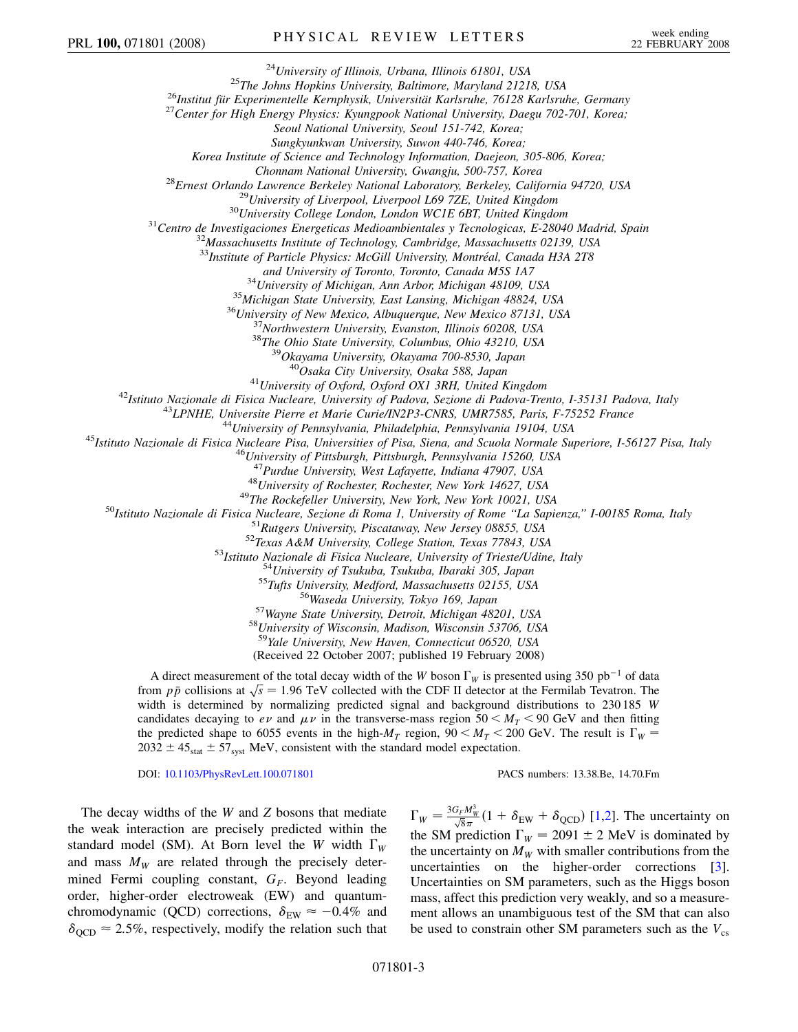[24]*University of Illinois, Urbana, Illinois 61801, USA*
[25]*The Johns Hopkins University, Baltimore, Maryland 21218, USA*
[26]*Institut für Experimentelle Kernphysik, Universität Karlsruhe, 76128 Karlsruhe, Germany*
[27]*Center for High Energy Physics: Kyungpook National University, Daegu 702-701, Korea;*
*Seoul National University, Seoul 151-742, Korea;*
*Sungkyunkwan University, Suwon 440-746, Korea;*
*Korea Institute of Science and Technology Information, Daejeon, 305-806, Korea;*
*Chonnam National University, Gwangju, 500-757, Korea*
[28]*Ernest Orlando Lawrence Berkeley National Laboratory, Berkeley, California 94720, USA*
[29]*University of Liverpool, Liverpool L69 7ZE, United Kingdom*
[30]*University College London, London WC1E 6BT, United Kingdom*
[31]*Centro de Investigaciones Energeticas Medioambientales y Tecnologicas, E-28040 Madrid, Spain*
[32]*Massachusetts Institute of Technology, Cambridge, Massachusetts 02139, USA*
[33]*Institute of Particle Physics: McGill University, Montréal, Canada H3A 2T8*
*and University of Toronto, Toronto, Canada M5S 1A7*
[34]*University of Michigan, Ann Arbor, Michigan 48109, USA*
[35]*Michigan State University, East Lansing, Michigan 48824, USA*
[36]*University of New Mexico, Albuquerque, New Mexico 87131, USA*
[37]*Northwestern University, Evanston, Illinois 60208, USA*
[38]*The Ohio State University, Columbus, Ohio 43210, USA*
[39]*Okayama University, Okayama 700-8530, Japan*
[40]*Osaka City University, Osaka 588, Japan*
[41]*University of Oxford, Oxford OX1 3RH, United Kingdom*
[42]*Istituto Nazionale di Fisica Nucleare, University of Padova, Sezione di Padova-Trento, I-35131 Padova, Italy*
[43]*LPNHE, Universite Pierre et Marie Curie/IN2P3-CNRS, UMR7585, Paris, F-75252 France*
[44]*University of Pennsylvania, Philadelphia, Pennsylvania 19104, USA*
[45]*Istituto Nazionale di Fisica Nucleare Pisa, Universities of Pisa, Siena, and Scuola Normale Superiore, I-56127 Pisa, Italy*
[46]*University of Pittsburgh, Pittsburgh, Pennsylvania 15260, USA*
[47]*Purdue University, West Lafayette, Indiana 47907, USA*
[48]*University of Rochester, Rochester, New York 14627, USA*
[49]*The Rockefeller University, New York, New York 10021, USA*
[50]*Istituto Nazionale di Fisica Nucleare, Sezione di Roma 1, University of Rome "La Sapienza," I-00185 Roma, Italy*
[51]*Rutgers University, Piscataway, New Jersey 08855, USA*
[52]*Texas A&M University, College Station, Texas 77843, USA*
[53]*Istituto Nazionale di Fisica Nucleare, University of Trieste/Udine, Italy*
[54]*University of Tsukuba, Tsukuba, Ibaraki 305, Japan*
[55]*Tufts University, Medford, Massachusetts 02155, USA*
[56]*Waseda University, Tokyo 169, Japan*
[57]*Wayne State University, Detroit, Michigan 48201, USA*
[58]*University of Wisconsin, Madison, Wisconsin 53706, USA*
[59]*Yale University, New Haven, Connecticut 06520, USA*

(Received 22 October 2007; published 19 February 2008)

A direct measurement of the total decay width of the $W$ boson $\Gamma_W$ is presented using 350 $\text{pb}^{-1}$ of data from $p\bar{p}$ collisions at $\sqrt{s} = 1.96$ TeV collected with the CDF II detector at the Fermilab Tevatron. The width is determined by normalizing predicted signal and background distributions to 230 185 $W$ candidates decaying to $e\nu$ and $\mu\nu$ in the transverse-mass region $50 < M_T < 90$ GeV and then fitting the predicted shape to 6055 events in the high-$M_T$ region, $90 < M_T < 200$ GeV. The result is $\Gamma_W = 2032 \pm 45_{\text{stat}} \pm 57_{\text{syst}}$ MeV, consistent with the standard model expectation.

DOI: 10.1103/PhysRevLett.100.071801 PACS numbers: 13.38.Be, 14.70.Fm

The decay widths of the $W$ and $Z$ bosons that mediate the weak interaction are precisely predicted within the standard model (SM). At Born level the $W$ width $\Gamma_W$ and mass $M_W$ are related through the precisely determined Fermi coupling constant, $G_F$. Beyond leading order, higher-order electroweak (EW) and quantum-chromodynamic (QCD) corrections, $\delta_{\text{EW}} \approx -0.4\%$ and $\delta_{\text{QCD}} \approx 2.5\%$, respectively, modify the relation such that $\Gamma_W = \frac{3G_F M_W^3}{\sqrt{8}\pi}(1 + \delta_{\text{EW}} + \delta_{\text{QCD}})$ [1,2]. The uncertainty on the SM prediction $\Gamma_W = 2091 \pm 2$ MeV is dominated by the uncertainty on $M_W$ with smaller contributions from the uncertainties on the higher-order corrections [3]. Uncertainties on SM parameters, such as the Higgs boson mass, affect this prediction very weakly, and so a measurement allows an unambiguous test of the SM that can also be used to constrain other SM parameters such as the $V_{cs}$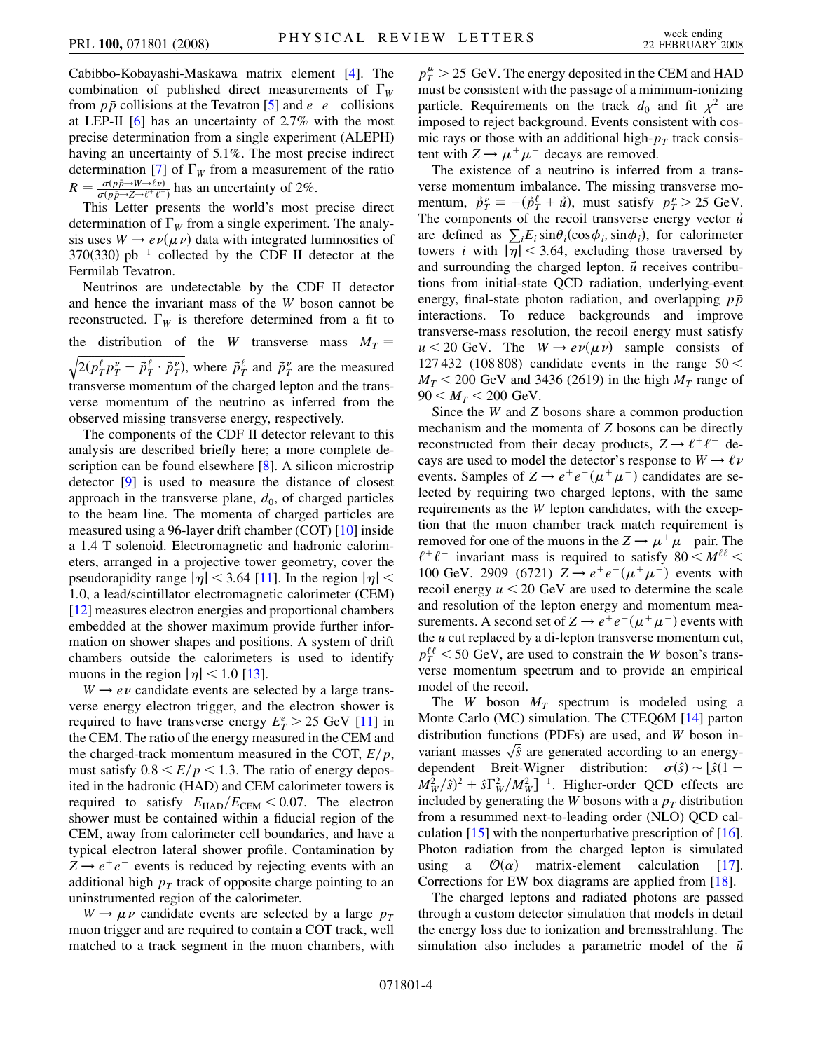Cabibbo-Kobayashi-Maskawa matrix element [4]. The combination of published direct measurements of $\Gamma_W$ from $p\bar{p}$ collisions at the Tevatron [5] and $e^+e^-$ collisions at LEP-II [6] has an uncertainty of 2.7% with the most precise determination from a single experiment (ALEPH) having an uncertainty of 5.1%. The most precise indirect determination [7] of $\Gamma_W$ from a measurement of the ratio $R = \frac{\sigma(p\bar{p}\to W\to \ell\nu)}{\sigma(p\bar{p}\to Z\to \ell^+\ell^-)}$ has an uncertainty of 2%.

This Letter presents the world's most precise direct determination of $\Gamma_W$ from a single experiment. The analysis uses $W \to e\nu(\mu\nu)$ data with integrated luminosities of 370(330) pb$^{-1}$ collected by the CDF II detector at the Fermilab Tevatron.

Neutrinos are undetectable by the CDF II detector and hence the invariant mass of the $W$ boson cannot be reconstructed. $\Gamma_W$ is therefore determined from a fit to the distribution of the $W$ transverse mass $M_T = \sqrt{2(p_T^\ell p_T^\nu - \vec{p}_T^{\,\ell} \cdot \vec{p}_T^{\,\nu})}$, where $\vec{p}_T^{\,\ell}$ and $\vec{p}_T^{\,\nu}$ are the measured transverse momentum of the charged lepton and the transverse momentum of the neutrino as inferred from the observed missing transverse energy, respectively.

The components of the CDF II detector relevant to this analysis are described briefly here; a more complete description can be found elsewhere [8]. A silicon microstrip detector [9] is used to measure the distance of closest approach in the transverse plane, $d_0$, of charged particles to the beam line. The momenta of charged particles are measured using a 96-layer drift chamber (COT) [10] inside a 1.4 T solenoid. Electromagnetic and hadronic calorimeters, arranged in a projective tower geometry, cover the pseudorapidity range $|\eta| < 3.64$ [11]. In the region $|\eta| < 1.0$, a lead/scintillator electromagnetic calorimeter (CEM) [12] measures electron energies and proportional chambers embedded at the shower maximum provide further information on shower shapes and positions. A system of drift chambers outside the calorimeters is used to identify muons in the region $|\eta| < 1.0$ [13].

$W \to e\nu$ candidate events are selected by a large transverse energy electron trigger, and the electron shower is required to have transverse energy $E_T^e > 25$ GeV [11] in the CEM. The ratio of the energy measured in the CEM and the charged-track momentum measured in the COT, $E/p$, must satisfy $0.8 < E/p < 1.3$. The ratio of energy deposited in the hadronic (HAD) and CEM calorimeter towers is required to satisfy $E_{\rm HAD}/E_{\rm CEM} < 0.07$. The electron shower must be contained within a fiducial region of the CEM, away from calorimeter cell boundaries, and have a typical electron lateral shower profile. Contamination by $Z \to e^+e^-$ events is reduced by rejecting events with an additional high $p_T$ track of opposite charge pointing to an uninstrumented region of the calorimeter.

$W \to \mu\nu$ candidate events are selected by a large $p_T$ muon trigger and are required to contain a COT track, well matched to a track segment in the muon chambers, with $p_T^\mu > 25$ GeV. The energy deposited in the CEM and HAD must be consistent with the passage of a minimum-ionizing particle. Requirements on the track $d_0$ and fit $\chi^2$ are imposed to reject background. Events consistent with cosmic rays or those with an additional high-$p_T$ track consistent with $Z \to \mu^+\mu^-$ decays are removed.

The existence of a neutrino is inferred from a transverse momentum imbalance. The missing transverse momentum, $\vec{p}_T^{\,\nu} \equiv -(\vec{p}_T^{\,\ell} + \vec{u})$, must satisfy $p_T^\nu > 25$ GeV. The components of the recoil transverse energy vector $\vec{u}$ are defined as $\sum_i E_i \sin\theta_i(\cos\phi_i, \sin\phi_i)$, for calorimeter towers $i$ with $|\eta| < 3.64$, excluding those traversed by and surrounding the charged lepton. $\vec{u}$ receives contributions from initial-state QCD radiation, underlying-event energy, final-state photon radiation, and overlapping $p\bar{p}$ interactions. To reduce backgrounds and improve transverse-mass resolution, the recoil energy must satisfy $u < 20$ GeV. The $W \to e\nu(\mu\nu)$ sample consists of 127 432 (108 808) candidate events in the range $50 < M_T < 200$ GeV and 3436 (2619) in the high $M_T$ range of $90 < M_T < 200$ GeV.

Since the $W$ and $Z$ bosons share a common production mechanism and the momenta of $Z$ bosons can be directly reconstructed from their decay products, $Z \to \ell^+\ell^-$ decays are used to model the detector's response to $W \to \ell\nu$ events. Samples of $Z \to e^+e^-(\mu^+\mu^-)$ candidates are selected by requiring two charged leptons, with the same requirements as the $W$ lepton candidates, with the exception that the muon chamber track match requirement is removed for one of the muons in the $Z \to \mu^+\mu^-$ pair. The $\ell^+\ell^-$ invariant mass is required to satisfy $80 < M^{\ell\ell} < 100$ GeV. 2909 (6721) $Z \to e^+e^-(\mu^+\mu^-)$ events with recoil energy $u < 20$ GeV are used to determine the scale and resolution of the lepton energy and momentum measurements. A second set of $Z \to e^+e^-(\mu^+\mu^-)$ events with the $u$ cut replaced by a di-lepton transverse momentum cut, $p_T^{\ell\ell} < 50$ GeV, are used to constrain the $W$ boson's transverse momentum spectrum and to provide an empirical model of the recoil.

The $W$ boson $M_T$ spectrum is modeled using a Monte Carlo (MC) simulation. The CTEQ6M [14] parton distribution functions (PDFs) are used, and $W$ boson invariant masses $\sqrt{\hat{s}}$ are generated according to an energy-dependent Breit-Wigner distribution: $\sigma(\hat{s}) \sim [\hat{s}(1 - M_W^2/\hat{s})^2 + \hat{s}\Gamma_W^2/M_W^2]^{-1}$. Higher-order QCD effects are included by generating the $W$ bosons with a $p_T$ distribution from a resummed next-to-leading order (NLO) QCD calculation [15] with the nonperturbative prescription of [16]. Photon radiation from the charged lepton is simulated using a $\mathcal{O}(\alpha)$ matrix-element calculation [17]. Corrections for EW box diagrams are applied from [18].

The charged leptons and radiated photons are passed through a custom detector simulation that models in detail the energy loss due to ionization and bremsstrahlung. The simulation also includes a parametric model of the $\vec{u}$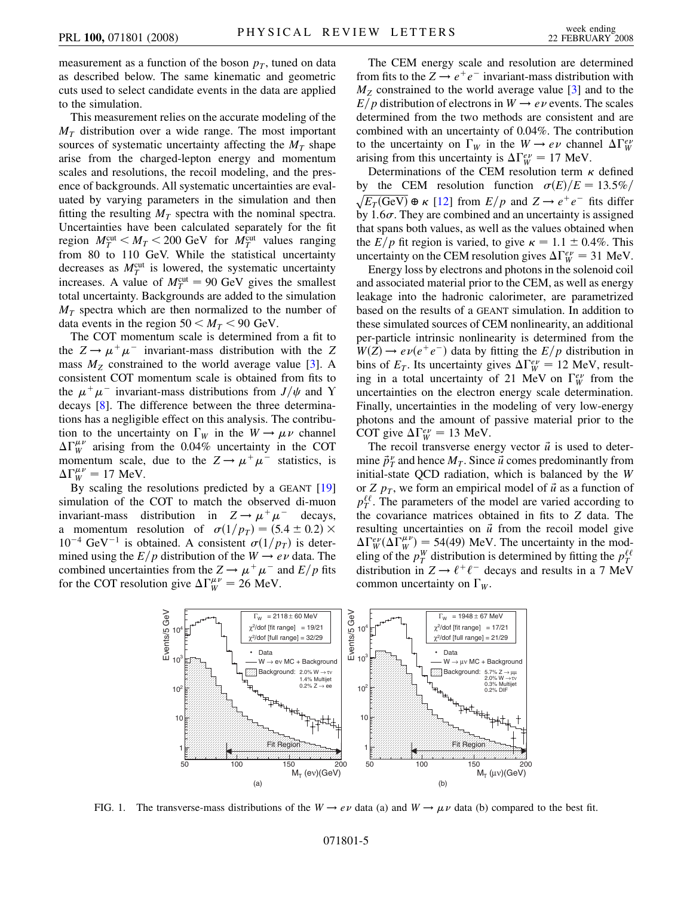measurement as a function of the boson $p_T$, tuned on data as described below. The same kinematic and geometric cuts used to select candidate events in the data are applied to the simulation.

This measurement relies on the accurate modeling of the $M_T$ distribution over a wide range. The most important sources of systematic uncertainty affecting the $M_T$ shape arise from the charged-lepton energy and momentum scales and resolutions, the recoil modeling, and the presence of backgrounds. All systematic uncertainties are evaluated by varying parameters in the simulation and then fitting the resulting $M_T$ spectra with the nominal spectra. Uncertainties have been calculated separately for the fit region $M_T^{\rm cut} < M_T < 200$ GeV for $M_T^{\rm cut}$ values ranging from 80 to 110 GeV. While the statistical uncertainty decreases as $M_T^{\rm cut}$ is lowered, the systematic uncertainty increases. A value of $M_T^{\rm cut} = 90$ GeV gives the smallest total uncertainty. Backgrounds are added to the simulation $M_T$ spectra which are then normalized to the number of data events in the region $50 < M_T < 90$ GeV.

The COT momentum scale is determined from a fit to the $Z \to \mu^+\mu^-$ invariant-mass distribution with the $Z$ mass $M_Z$ constrained to the world average value [3]. A consistent COT momentum scale is obtained from fits to the $\mu^+\mu^-$ invariant-mass distributions from $J/\psi$ and $\Upsilon$ decays [8]. The difference between the three determinations has a negligible effect on this analysis. The contribution to the uncertainty on $\Gamma_W$ in the $W \to \mu\nu$ channel $\Delta\Gamma_W^{\mu\nu}$ arising from the 0.04% uncertainty in the COT momentum scale, due to the $Z \to \mu^+\mu^-$ statistics, is $\Delta\Gamma_W^{\mu\nu} = 17$ MeV.

By scaling the resolutions predicted by a GEANT [19] simulation of the COT to match the observed di-muon invariant-mass distribution in $Z \to \mu^+\mu^-$ decays, a momentum resolution of $\sigma(1/p_T) = (5.4 \pm 0.2) \times 10^{-4}$ GeV$^{-1}$ is obtained. A consistent $\sigma(1/p_T)$ is determined using the $E/p$ distribution of the $W \to e\nu$ data. The combined uncertainties from the $Z \to \mu^+\mu^-$ and $E/p$ fits for the COT resolution give $\Delta\Gamma_W^{\mu\nu} = 26$ MeV.

The CEM energy scale and resolution are determined from fits to the $Z \to e^+e^-$ invariant-mass distribution with $M_Z$ constrained to the world average value [3] and to the $E/p$ distribution of electrons in $W \to e\nu$ events. The scales determined from the two methods are consistent and are combined with an uncertainty of 0.04%. The contribution to the uncertainty on $\Gamma_W$ in the $W \to e\nu$ channel $\Delta\Gamma_W^{e\nu}$ arising from this uncertainty is $\Delta\Gamma_W^{e\nu} = 17$ MeV.

Determinations of the CEM resolution term $\kappa$ defined by the CEM resolution function $\sigma(E)/E = 13.5\%/\sqrt{E_T(\text{GeV})} \oplus \kappa$ [12] from $E/p$ and $Z \to e^+e^-$ fits differ by $1.6\sigma$. They are combined and an uncertainty is assigned that spans both values, as well as the values obtained when the $E/p$ fit region is varied, to give $\kappa = 1.1 \pm 0.4\%$. This uncertainty on the CEM resolution gives $\Delta\Gamma_W^{e\nu} = 31$ MeV.

Energy loss by electrons and photons in the solenoid coil and associated material prior to the CEM, as well as energy leakage into the hadronic calorimeter, are parametrized based on the results of a GEANT simulation. In addition to these simulated sources of CEM nonlinearity, an additional per-particle intrinsic nonlinearity is determined from the $W(Z) \to e\nu(e^+e^-)$ data by fitting the $E/p$ distribution in bins of $E_T$. Its uncertainty gives $\Delta\Gamma_W^{e\nu} = 12$ MeV, resulting in a total uncertainty of 21 MeV on $\Gamma_W^{e\nu}$ from the uncertainties on the electron energy scale determination. Finally, uncertainties in the modeling of very low-energy photons and the amount of passive material prior to the COT give $\Delta\Gamma_W^{e\nu} = 13$ MeV.

The recoil transverse energy vector $\vec{u}$ is used to determine $\vec{p}_T^{\,\nu}$ and hence $M_T$. Since $\vec{u}$ comes predominantly from initial-state QCD radiation, which is balanced by the $W$ or $Z$ $p_T$, we form an empirical model of $\vec{u}$ as a function of $p_T^{\ell\ell}$. The parameters of the model are varied according to the covariance matrices obtained in fits to $Z$ data. The resulting uncertainties on $\vec{u}$ from the recoil model give $\Delta\Gamma_W^{e\nu}(\Delta\Gamma_W^{\mu\nu}) = 54(49)$ MeV. The uncertainty in the modeling of the $p_T^W$ distribution is determined by fitting the $p_T^{\ell\ell}$ distribution in $Z \to \ell^+\ell^-$ decays and results in a 7 MeV common uncertainty on $\Gamma_W$.

FIG. 1. The transverse-mass distributions of the $W \to e\nu$ data (a) and $W \to \mu\nu$ data (b) compared to the best fit.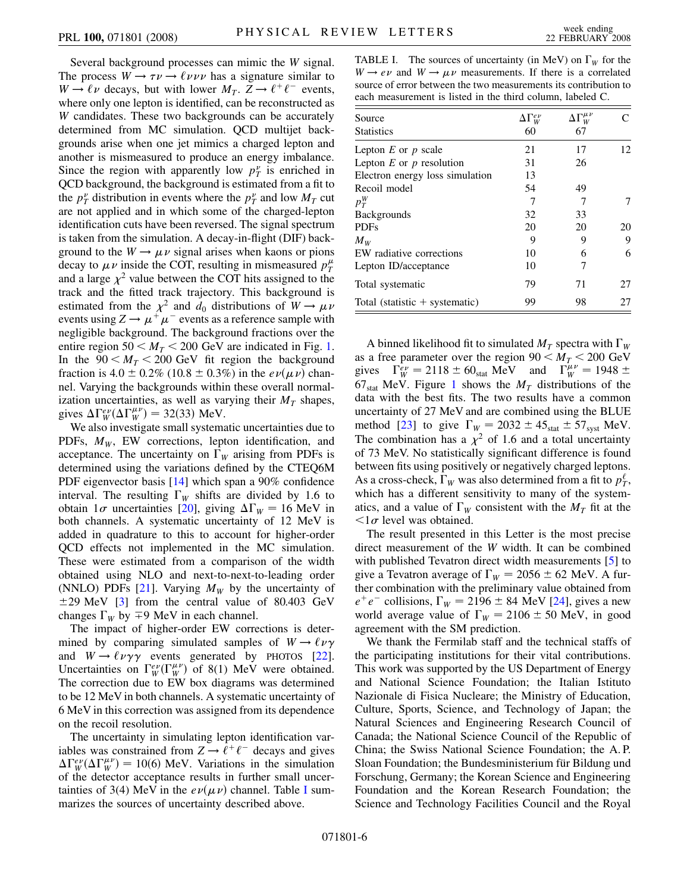Several background processes can mimic the $W$ signal. The process $W \to \tau\nu \to \ell\nu\nu\nu$ has a signature similar to $W \to \ell\nu$ decays, but with lower $M_T$. $Z \to \ell^+\ell^-$ events, where only one lepton is identified, can be reconstructed as $W$ candidates. These two backgrounds can be accurately determined from MC simulation. QCD multijet backgrounds arise when one jet mimics a charged lepton and another is mismeasured to produce an energy imbalance. Since the region with apparently low $p_T^\nu$ is enriched in QCD background, the background is estimated from a fit to the $p_T^\nu$ distribution in events where the $p_T^\nu$ and low $M_T$ cut are not applied and in which some of the charged-lepton identification cuts have been reversed. The signal spectrum is taken from the simulation. A decay-in-flight (DIF) background to the $W \to \mu\nu$ signal arises when kaons or pions decay to $\mu\nu$ inside the COT, resulting in mismeasured $p_T^\mu$ and a large $\chi^2$ value between the COT hits assigned to the track and the fitted track trajectory. This background is estimated from the $\chi^2$ and $d_0$ distributions of $W \to \mu\nu$ events using $Z \to \mu^+\mu^-$ events as a reference sample with negligible background. The background fractions over the entire region $50 < M_T < 200$ GeV are indicated in Fig. 1. In the $90 < M_T < 200$ GeV fit region the background fraction is $4.0 \pm 0.2\%$ ($10.8 \pm 0.3\%$) in the $e\nu$($\mu\nu$) channel. Varying the backgrounds within these overall normalization uncertainties, as well as varying their $M_T$ shapes, gives $\Delta\Gamma_W^{e\nu}(\Delta\Gamma_W^{\mu\nu}) = 32(33)$ MeV.

We also investigate small systematic uncertainties due to PDFs, $M_W$, EW corrections, lepton identification, and acceptance. The uncertainty on $\Gamma_W$ arising from PDFs is determined using the variations defined by the CTEQ6M PDF eigenvector basis [14] which span a 90% confidence interval. The resulting $\Gamma_W$ shifts are divided by 1.6 to obtain $1\sigma$ uncertainties [20], giving $\Delta\Gamma_W = 16$ MeV in both channels. A systematic uncertainty of 12 MeV is added in quadrature to this to account for higher-order QCD effects not implemented in the MC simulation. These were estimated from a comparison of the width obtained using NLO and next-to-next-to-leading order (NNLO) PDFs [21]. Varying $M_W$ by the uncertainty of $\pm 29$ MeV [3] from the central value of 80.403 GeV changes $\Gamma_W$ by $\mp 9$ MeV in each channel.

The impact of higher-order EW corrections is determined by comparing simulated samples of $W \to \ell\nu\gamma$ and $W \to \ell\nu\gamma\gamma$ events generated by PHOTOS [22]. Uncertainties on $\Gamma_W^{e\nu}(\Gamma_W^{\mu\nu})$ of 8(1) MeV were obtained. The correction due to EW box diagrams was determined to be 12 MeV in both channels. A systematic uncertainty of 6 MeV in this correction was assigned from its dependence on the recoil resolution.

The uncertainty in simulating lepton identification variables was constrained from $Z \to \ell^+\ell^-$ decays and gives $\Delta\Gamma_W^{e\nu}(\Delta\Gamma_W^{\mu\nu}) = 10(6)$ MeV. Variations in the simulation of the detector acceptance results in further small uncertainties of 3(4) MeV in the $e\nu$($\mu\nu$) channel. Table I summarizes the sources of uncertainty described above.

TABLE I. The sources of uncertainty (in MeV) on $\Gamma_W$ for the $W \to e\nu$ and $W \to \mu\nu$ measurements. If there is a correlated source of error between the two measurements its contribution to each measurement is listed in the third column, labeled C.

| Source | $\Delta\Gamma_W^{e\nu}$ | $\Delta\Gamma_W^{\mu\nu}$ | C |
|---|---|---|---|
| Statistics | 60 | 67 | |
| Lepton $E$ or $p$ scale | 21 | 17 | 12 |
| Lepton $E$ or $p$ resolution | 31 | 26 | |
| Electron energy loss simulation | 13 | | |
| Recoil model | 54 | 49 | |
| $p_T^W$ | 7 | 7 | 7 |
| Backgrounds | 32 | 33 | |
| PDFs | 20 | 20 | 20 |
| $M_W$ | 9 | 9 | 9 |
| EW radiative corrections | 10 | 6 | 6 |
| Lepton ID/acceptance | 10 | 7 | |
| Total systematic | 79 | 71 | 27 |
| Total (statistic + systematic) | 99 | 98 | 27 |

A binned likelihood fit to simulated $M_T$ spectra with $\Gamma_W$ as a free parameter over the region $90 < M_T < 200$ GeV gives $\Gamma_W^{e\nu} = 2118 \pm 60_{\text{stat}}$ MeV and $\Gamma_W^{\mu\nu} = 1948 \pm 67_{\text{stat}}$ MeV. Figure 1 shows the $M_T$ distributions of the data with the best fits. The two results have a common uncertainty of 27 MeV and are combined using the BLUE method [23] to give $\Gamma_W = 2032 \pm 45_{\text{stat}} \pm 57_{\text{syst}}$ MeV. The combination has a $\chi^2$ of 1.6 and a total uncertainty of 73 MeV. No statistically significant difference is found between fits using positively or negatively charged leptons. As a cross-check, $\Gamma_W$ was also determined from a fit to $p_T^\ell$, which has a different sensitivity to many of the systematics, and a value of $\Gamma_W$ consistent with the $M_T$ fit at the $<1\sigma$ level was obtained.

The result presented in this Letter is the most precise direct measurement of the $W$ width. It can be combined with published Tevatron direct width measurements [5] to give a Tevatron average of $\Gamma_W = 2056 \pm 62$ MeV. A further combination with the preliminary value obtained from $e^+e^-$ collisions, $\Gamma_W = 2196 \pm 84$ MeV [24], gives a new world average value of $\Gamma_W = 2106 \pm 50$ MeV, in good agreement with the SM prediction.

We thank the Fermilab staff and the technical staffs of the participating institutions for their vital contributions. This work was supported by the US Department of Energy and National Science Foundation; the Italian Istituto Nazionale di Fisica Nucleare; the Ministry of Education, Culture, Sports, Science, and Technology of Japan; the Natural Sciences and Engineering Research Council of Canada; the National Science Council of the Republic of China; the Swiss National Science Foundation; the A. P. Sloan Foundation; the Bundesministerium für Bildung und Forschung, Germany; the Korean Science and Engineering Foundation and the Korean Research Foundation; the Science and Technology Facilities Council and the Royal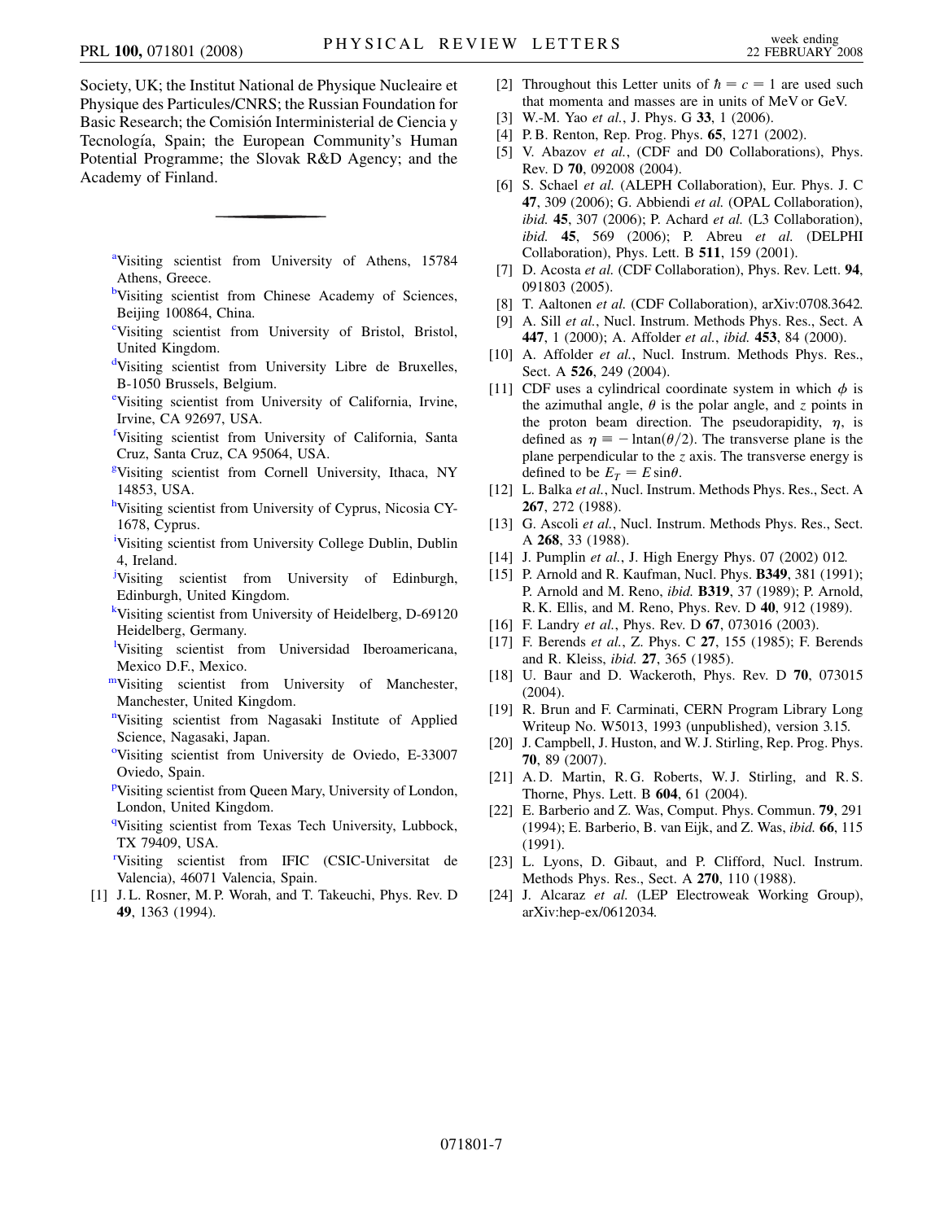Society, UK; the Institut National de Physique Nucleaire et Physique des Particules/CNRS; the Russian Foundation for Basic Research; the Comisión Interministerial de Ciencia y Tecnología, Spain; the European Community's Human Potential Programme; the Slovak R&D Agency; and the Academy of Finland.

---

[a]Visiting scientist from University of Athens, 15784 Athens, Greece.

[b]Visiting scientist from Chinese Academy of Sciences, Beijing 100864, China.

[c]Visiting scientist from University of Bristol, Bristol, United Kingdom.

[d]Visiting scientist from University Libre de Bruxelles, B-1050 Brussels, Belgium.

[e]Visiting scientist from University of California, Irvine, Irvine, CA 92697, USA.

[f]Visiting scientist from University of California, Santa Cruz, Santa Cruz, CA 95064, USA.

[g]Visiting scientist from Cornell University, Ithaca, NY 14853, USA.

[h]Visiting scientist from University of Cyprus, Nicosia CY-1678, Cyprus.

[i]Visiting scientist from University College Dublin, Dublin 4, Ireland.

[j]Visiting scientist from University of Edinburgh, Edinburgh, United Kingdom.

[k]Visiting scientist from University of Heidelberg, D-69120 Heidelberg, Germany.

[l]Visiting scientist from Universidad Iberoamericana, Mexico D.F., Mexico.

[m]Visiting scientist from University of Manchester, Manchester, United Kingdom.

[n]Visiting scientist from Nagasaki Institute of Applied Science, Nagasaki, Japan.

[o]Visiting scientist from University de Oviedo, E-33007 Oviedo, Spain.

[p]Visiting scientist from Queen Mary, University of London, London, United Kingdom.

[q]Visiting scientist from Texas Tech University, Lubbock, TX 79409, USA.

[r]Visiting scientist from IFIC (CSIC-Universitat de Valencia), 46071 Valencia, Spain.

[1] J. L. Rosner, M. P. Worah, and T. Takeuchi, Phys. Rev. D **49**, 1363 (1994).

[2] Throughout this Letter units of $\hbar = c = 1$ are used such that momenta and masses are in units of MeV or GeV.

[3] W.-M. Yao *et al.*, J. Phys. G **33**, 1 (2006).

[4] P. B. Renton, Rep. Prog. Phys. **65**, 1271 (2002).

[5] V. Abazov *et al.*, (CDF and D0 Collaborations), Phys. Rev. D **70**, 092008 (2004).

[6] S. Schael *et al.* (ALEPH Collaboration), Eur. Phys. J. C **47**, 309 (2006); G. Abbiendi *et al.* (OPAL Collaboration), *ibid.* **45**, 307 (2006); P. Achard *et al.* (L3 Collaboration), *ibid.* **45**, 569 (2006); P. Abreu *et al.* (DELPHI Collaboration), Phys. Lett. B **511**, 159 (2001).

[7] D. Acosta *et al.* (CDF Collaboration), Phys. Rev. Lett. **94**, 091803 (2005).

[8] T. Aaltonen *et al.* (CDF Collaboration), arXiv:0708.3642.

[9] A. Sill *et al.*, Nucl. Instrum. Methods Phys. Res., Sect. A **447**, 1 (2000); A. Affolder *et al.*, *ibid.* **453**, 84 (2000).

[10] A. Affolder *et al.*, Nucl. Instrum. Methods Phys. Res., Sect. A **526**, 249 (2004).

[11] CDF uses a cylindrical coordinate system in which $\phi$ is the azimuthal angle, $\theta$ is the polar angle, and $z$ points in the proton beam direction. The pseudorapidity, $\eta$, is defined as $\eta \equiv -\ln\tan(\theta/2)$. The transverse plane is the plane perpendicular to the $z$ axis. The transverse energy is defined to be $E_T = E\sin\theta$.

[12] L. Balka *et al.*, Nucl. Instrum. Methods Phys. Res., Sect. A **267**, 272 (1988).

[13] G. Ascoli *et al.*, Nucl. Instrum. Methods Phys. Res., Sect. A **268**, 33 (1988).

[14] J. Pumplin *et al.*, J. High Energy Phys. 07 (2002) 012.

[15] P. Arnold and R. Kaufman, Nucl. Phys. **B349**, 381 (1991); P. Arnold and M. Reno, *ibid.* **B319**, 37 (1989); P. Arnold, R. K. Ellis, and M. Reno, Phys. Rev. D **40**, 912 (1989).

[16] F. Landry *et al.*, Phys. Rev. D **67**, 073016 (2003).

[17] F. Berends *et al.*, Z. Phys. C **27**, 155 (1985); F. Berends and R. Kleiss, *ibid.* **27**, 365 (1985).

[18] U. Baur and D. Wackeroth, Phys. Rev. D **70**, 073015 (2004).

[19] R. Brun and F. Carminati, CERN Program Library Long Writeup No. W5013, 1993 (unpublished), version 3.15.

[20] J. Campbell, J. Huston, and W. J. Stirling, Rep. Prog. Phys. **70**, 89 (2007).

[21] A. D. Martin, R. G. Roberts, W. J. Stirling, and R. S. Thorne, Phys. Lett. B **604**, 61 (2004).

[22] E. Barberio and Z. Was, Comput. Phys. Commun. **79**, 291 (1994); E. Barberio, B. van Eijk, and Z. Was, *ibid.* **66**, 115 (1991).

[23] L. Lyons, D. Gibaut, and P. Clifford, Nucl. Instrum. Methods Phys. Res., Sect. A **270**, 110 (1988).

[24] J. Alcaraz *et al.* (LEP Electroweak Working Group), arXiv:hep-ex/0612034.